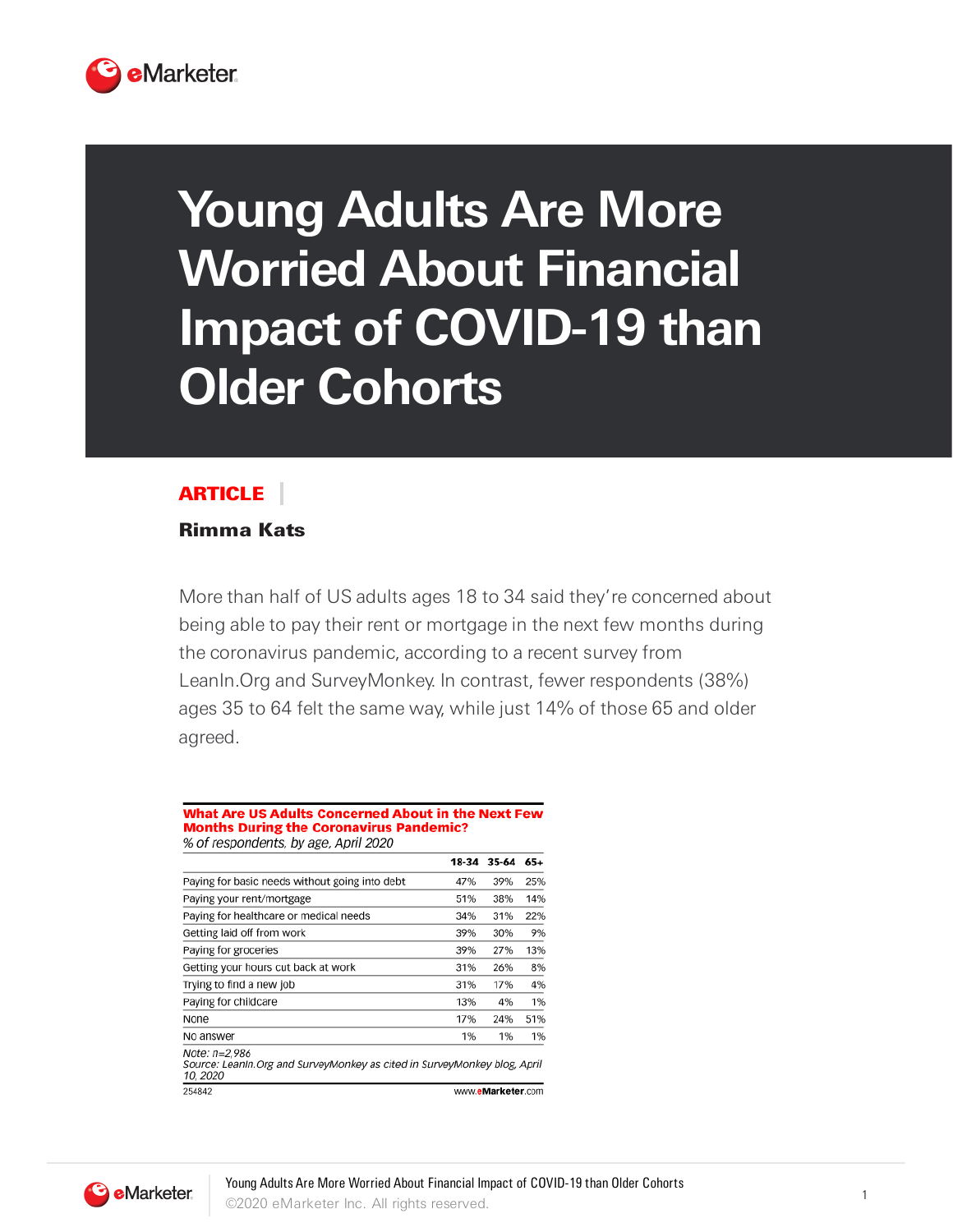# Young Adults Are More Worried About Financial Impact of COVID-19 than Older Cohorts

**ARTICLE**

**Rimma Kats**

More than half of US adults ages 18 to 34 said they're concerned about being able to pay their rent or mortgage in the next few months during the coronavirus pandemic, according to a recent survey from LeanIn.Org and SurveyMonkey. In contrast, fewer respondents (38%) ages 35 to 64 felt the same way, while just 14% of those 65 and older agreed.

**What Are US Adults Concerned About in the Next Few Months During the Coronavirus Pandemic?**
*% of respondents, by age, April 2020*

| | 18-34 | 35-64 | 65+ |
|---|---|---|---|
| Paying for basic needs without going into debt | 47% | 39% | 25% |
| Paying your rent/mortgage | 51% | 38% | 14% |
| Paying for healthcare or medical needs | 34% | 31% | 22% |
| Getting laid off from work | 39% | 30% | 9% |
| Paying for groceries | 39% | 27% | 13% |
| Getting your hours cut back at work | 31% | 26% | 8% |
| Trying to find a new job | 31% | 17% | 4% |
| Paying for childcare | 13% | 4% | 1% |
| None | 17% | 24% | 51% |
| No answer | 1% | 1% | 1% |

*Note: n=2,986*
*Source: LeanIn.Org and SurveyMonkey as cited in SurveyMonkey blog, April 10, 2020*

254842 www.eMarketer.com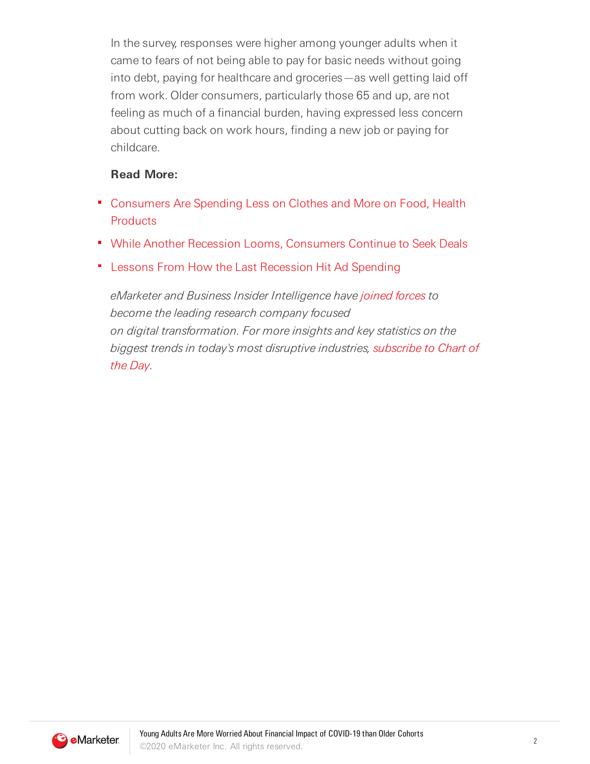In the survey, responses were higher among younger adults when it came to fears of not being able to pay for basic needs without going into debt, paying for healthcare and groceries—as well getting laid off from work. Older consumers, particularly those 65 and up, are not feeling as much of a financial burden, having expressed less concern about cutting back on work hours, finding a new job or paying for childcare.

**Read More:**

- Consumers Are Spending Less on Clothes and More on Food, Health Products
- While Another Recession Looms, Consumers Continue to Seek Deals
- Lessons From How the Last Recession Hit Ad Spending

*eMarketer and Business Insider Intelligence have joined forces to become the leading research company focused on digital transformation. For more insights and key statistics on the biggest trends in today's most disruptive industries, subscribe to Chart of the Day.*